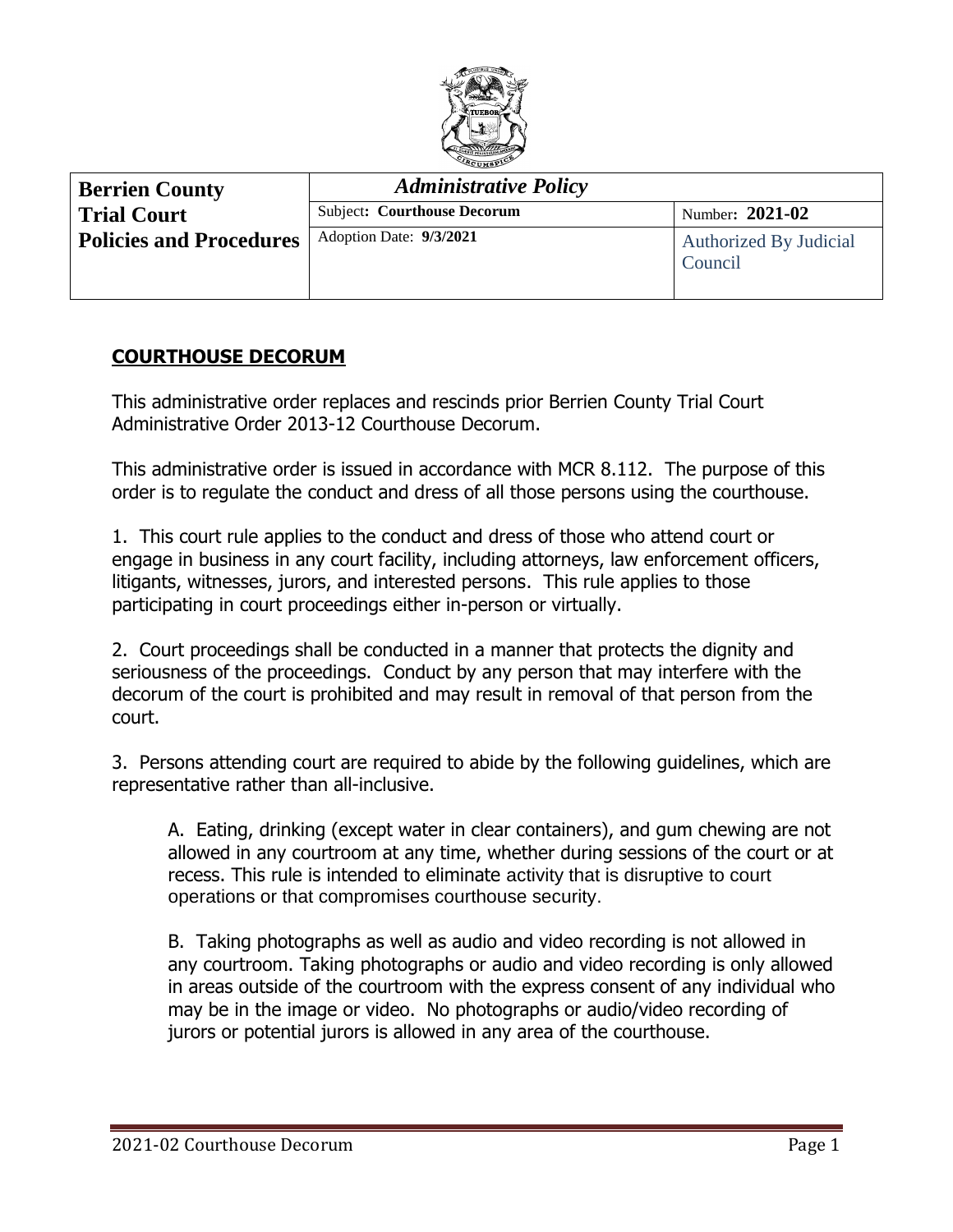| Berrien County Trial Court Policies and Procedures | *Administrative Policy* | |
|---|---|---|
| | Subject: **Courthouse Decorum** | Number: **2021-02** |
| | Adoption Date: **9/3/2021** | Authorized By Judicial Council |

## COURTHOUSE DECORUM

This administrative order replaces and rescinds prior Berrien County Trial Court Administrative Order 2013-12 Courthouse Decorum.

This administrative order is issued in accordance with MCR 8.112. The purpose of this order is to regulate the conduct and dress of all those persons using the courthouse.

1. This court rule applies to the conduct and dress of those who attend court or engage in business in any court facility, including attorneys, law enforcement officers, litigants, witnesses, jurors, and interested persons. This rule applies to those participating in court proceedings either in-person or virtually.

2. Court proceedings shall be conducted in a manner that protects the dignity and seriousness of the proceedings. Conduct by any person that may interfere with the decorum of the court is prohibited and may result in removal of that person from the court.

3. Persons attending court are required to abide by the following guidelines, which are representative rather than all-inclusive.

A. Eating, drinking (except water in clear containers), and gum chewing are not allowed in any courtroom at any time, whether during sessions of the court or at recess. This rule is intended to eliminate activity that is disruptive to court operations or that compromises courthouse security.

B. Taking photographs as well as audio and video recording is not allowed in any courtroom. Taking photographs or audio and video recording is only allowed in areas outside of the courtroom with the express consent of any individual who may be in the image or video. No photographs or audio/video recording of jurors or potential jurors is allowed in any area of the courthouse.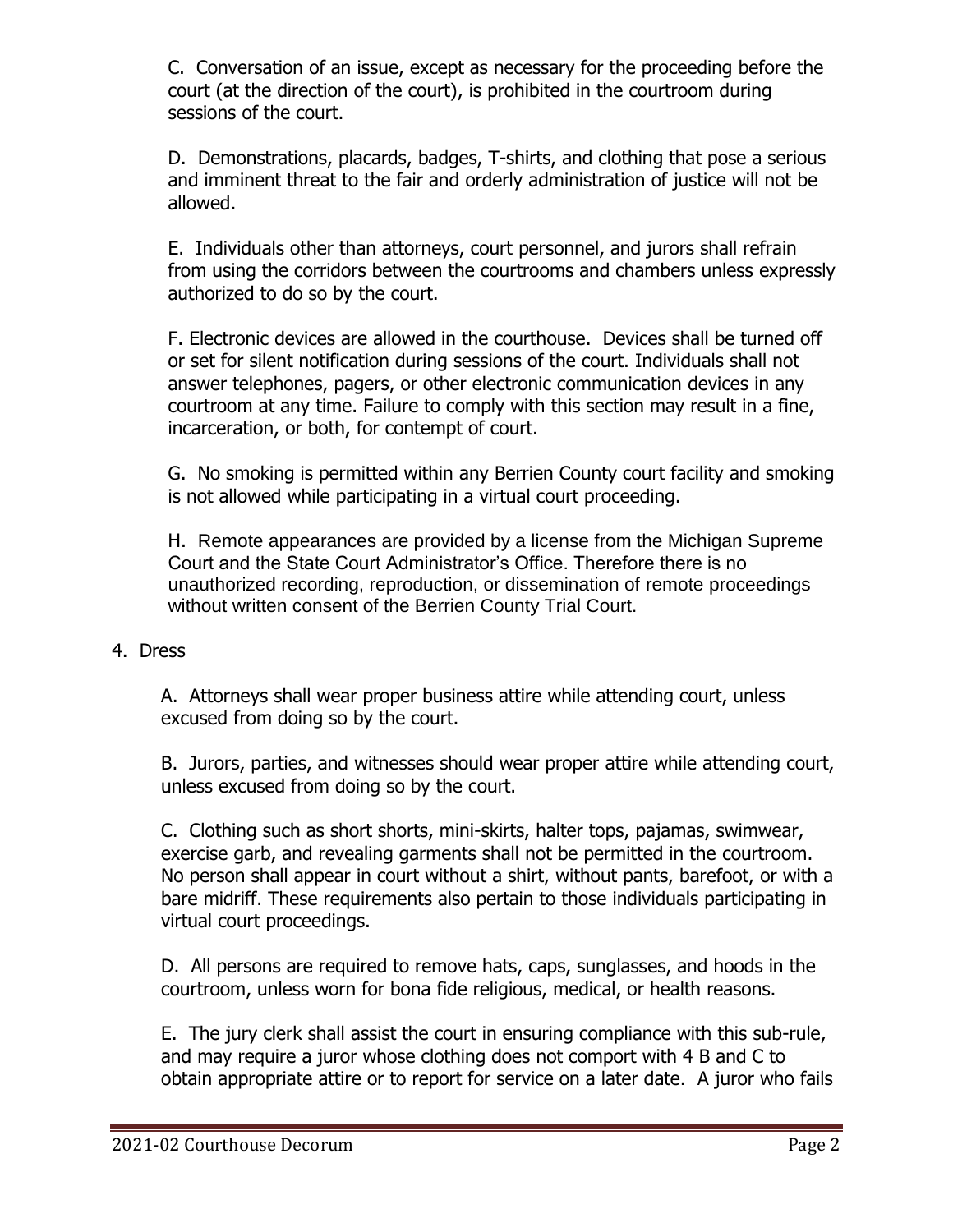C. Conversation of an issue, except as necessary for the proceeding before the court (at the direction of the court), is prohibited in the courtroom during sessions of the court.

D. Demonstrations, placards, badges, T-shirts, and clothing that pose a serious and imminent threat to the fair and orderly administration of justice will not be allowed.

E. Individuals other than attorneys, court personnel, and jurors shall refrain from using the corridors between the courtrooms and chambers unless expressly authorized to do so by the court.

F. Electronic devices are allowed in the courthouse. Devices shall be turned off or set for silent notification during sessions of the court. Individuals shall not answer telephones, pagers, or other electronic communication devices in any courtroom at any time. Failure to comply with this section may result in a fine, incarceration, or both, for contempt of court.

G. No smoking is permitted within any Berrien County court facility and smoking is not allowed while participating in a virtual court proceeding.

H. Remote appearances are provided by a license from the Michigan Supreme Court and the State Court Administrator's Office. Therefore there is no unauthorized recording, reproduction, or dissemination of remote proceedings without written consent of the Berrien County Trial Court.

4. Dress

A. Attorneys shall wear proper business attire while attending court, unless excused from doing so by the court.

B. Jurors, parties, and witnesses should wear proper attire while attending court, unless excused from doing so by the court.

C. Clothing such as short shorts, mini-skirts, halter tops, pajamas, swimwear, exercise garb, and revealing garments shall not be permitted in the courtroom. No person shall appear in court without a shirt, without pants, barefoot, or with a bare midriff. These requirements also pertain to those individuals participating in virtual court proceedings.

D. All persons are required to remove hats, caps, sunglasses, and hoods in the courtroom, unless worn for bona fide religious, medical, or health reasons.

E. The jury clerk shall assist the court in ensuring compliance with this sub-rule, and may require a juror whose clothing does not comport with 4 B and C to obtain appropriate attire or to report for service on a later date. A juror who fails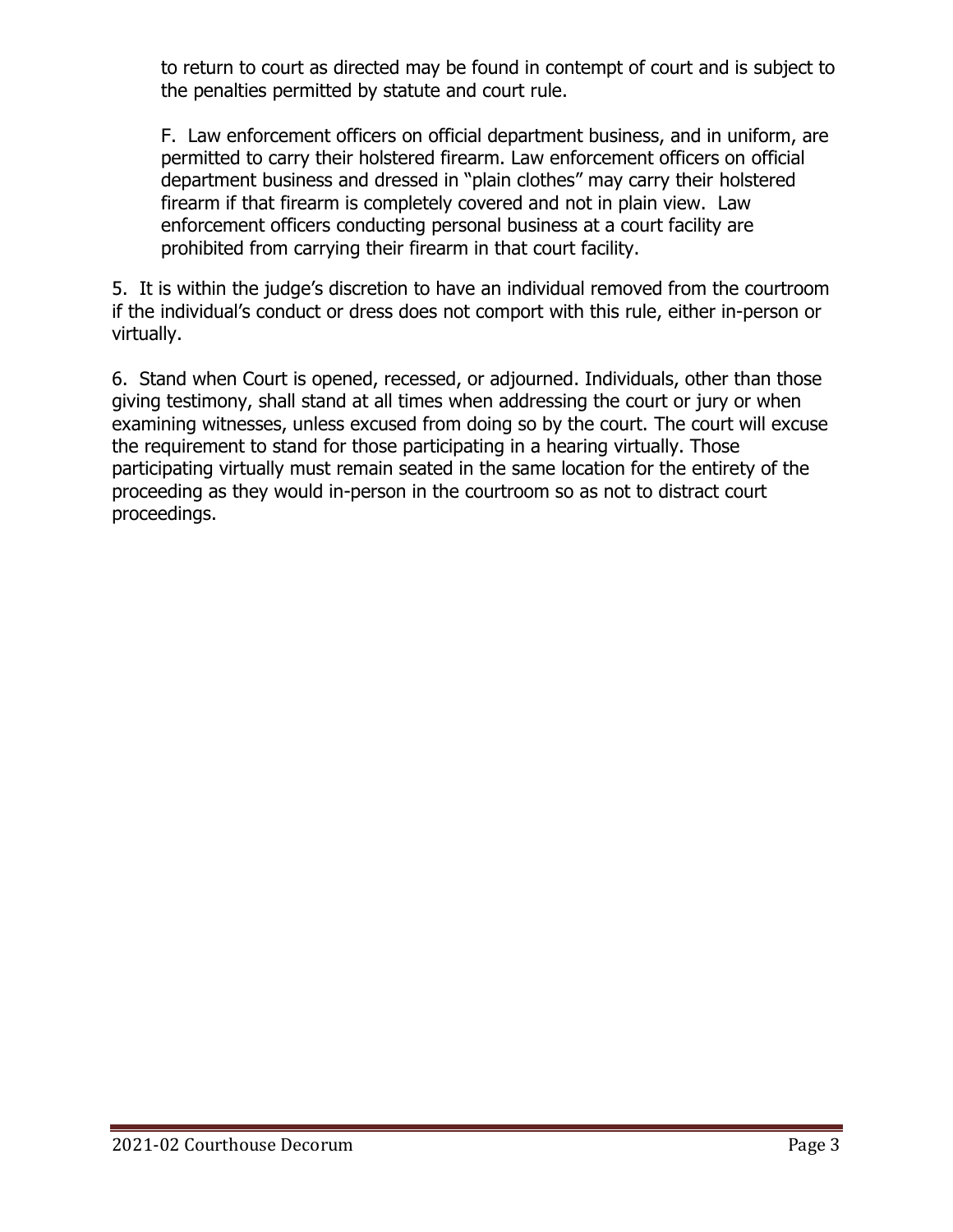to return to court as directed may be found in contempt of court and is subject to the penalties permitted by statute and court rule.

F. Law enforcement officers on official department business, and in uniform, are permitted to carry their holstered firearm. Law enforcement officers on official department business and dressed in "plain clothes" may carry their holstered firearm if that firearm is completely covered and not in plain view. Law enforcement officers conducting personal business at a court facility are prohibited from carrying their firearm in that court facility.

5. It is within the judge's discretion to have an individual removed from the courtroom if the individual's conduct or dress does not comport with this rule, either in-person or virtually.

6. Stand when Court is opened, recessed, or adjourned. Individuals, other than those giving testimony, shall stand at all times when addressing the court or jury or when examining witnesses, unless excused from doing so by the court. The court will excuse the requirement to stand for those participating in a hearing virtually. Those participating virtually must remain seated in the same location for the entirety of the proceeding as they would in-person in the courtroom so as not to distract court proceedings.